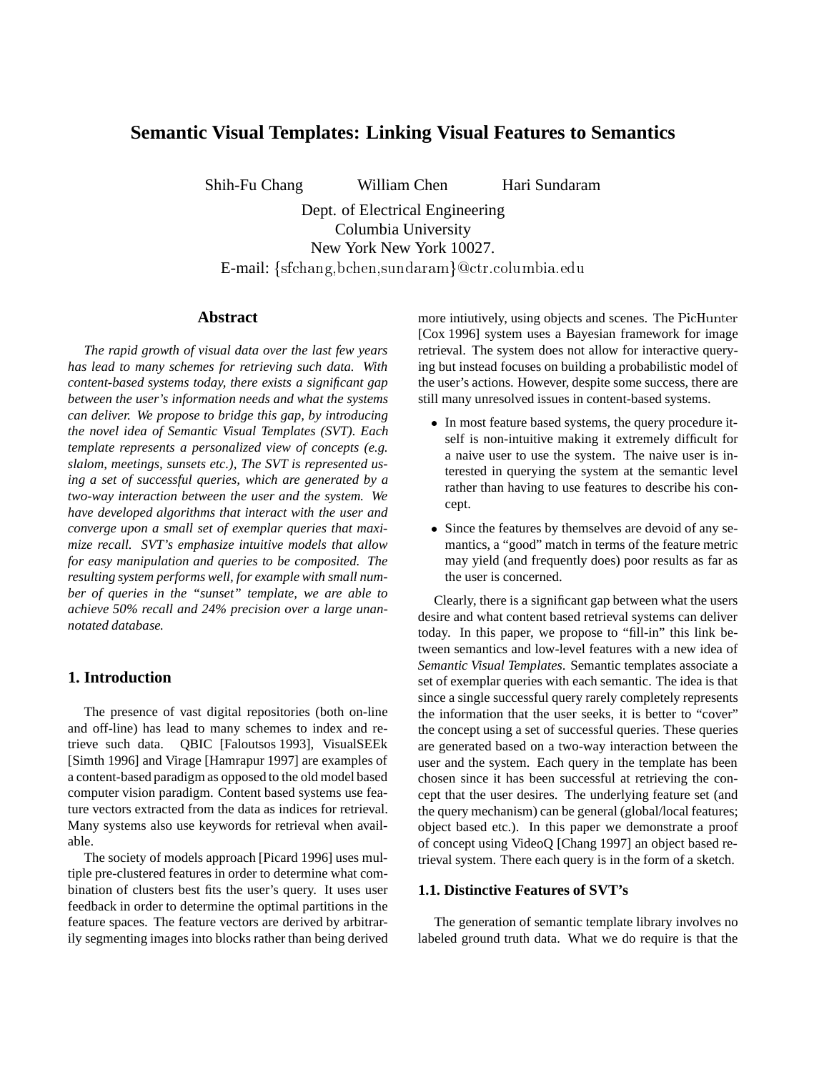# Semantic Visual Templates: Linking Visual Features to Semantics

Shih-Fu Chang William Chen Hari Sundaram

Dept. of Electrical Engineering
Columbia University
New York New York 10027.
E-mail: {sfchang,bchen,sundaram}@ctr.columbia.edu

## Abstract

*The rapid growth of visual data over the last few years has lead to many schemes for retrieving such data. With content-based systems today, there exists a significant gap between the user's information needs and what the systems can deliver. We propose to bridge this gap, by introducing the novel idea of Semantic Visual Templates (SVT). Each template represents a personalized view of concepts (e.g. slalom, meetings, sunsets etc.), The SVT is represented using a set of successful queries, which are generated by a two-way interaction between the user and the system. We have developed algorithms that interact with the user and converge upon a small set of exemplar queries that maximize recall. SVT's emphasize intuitive models that allow for easy manipulation and queries to be composited. The resulting system performs well, for example with small number of queries in the "sunset" template, we are able to achieve 50% recall and 24% precision over a large unannotated database.*

## 1. Introduction

The presence of vast digital repositories (both on-line and off-line) has lead to many schemes to index and retrieve such data. QBIC [Faloutsos 1993], VisualSEEk [Simth 1996] and Virage [Hamrapur 1997] are examples of a content-based paradigm as opposed to the old model based computer vision paradigm. Content based systems use feature vectors extracted from the data as indices for retrieval. Many systems also use keywords for retrieval when available.

The society of models approach [Picard 1996] uses multiple pre-clustered features in order to determine what combination of clusters best fits the user's query. It uses user feedback in order to determine the optimal partitions in the feature spaces. The feature vectors are derived by arbitrarily segmenting images into blocks rather than being derived more intiutively, using objects and scenes. The PicHunter [Cox 1996] system uses a Bayesian framework for image retrieval. The system does not allow for interactive querying but instead focuses on building a probabilistic model of the user's actions. However, despite some success, there are still many unresolved issues in content-based systems.

- In most feature based systems, the query procedure itself is non-intuitive making it extremely difficult for a naive user to use the system. The naive user is interested in querying the system at the semantic level rather than having to use features to describe his concept.
- Since the features by themselves are devoid of any semantics, a "good" match in terms of the feature metric may yield (and frequently does) poor results as far as the user is concerned.

Clearly, there is a significant gap between what the users desire and what content based retrieval systems can deliver today. In this paper, we propose to "fill-in" this link between semantics and low-level features with a new idea of *Semantic Visual Templates*. Semantic templates associate a set of exemplar queries with each semantic. The idea is that since a single successful query rarely completely represents the information that the user seeks, it is better to "cover" the concept using a set of successful queries. These queries are generated based on a two-way interaction between the user and the system. Each query in the template has been chosen since it has been successful at retrieving the concept that the user desires. The underlying feature set (and the query mechanism) can be general (global/local features; object based etc.). In this paper we demonstrate a proof of concept using VideoQ [Chang 1997] an object based retrieval system. There each query is in the form of a sketch.

### 1.1. Distinctive Features of SVT's

The generation of semantic template library involves no labeled ground truth data. What we do require is that the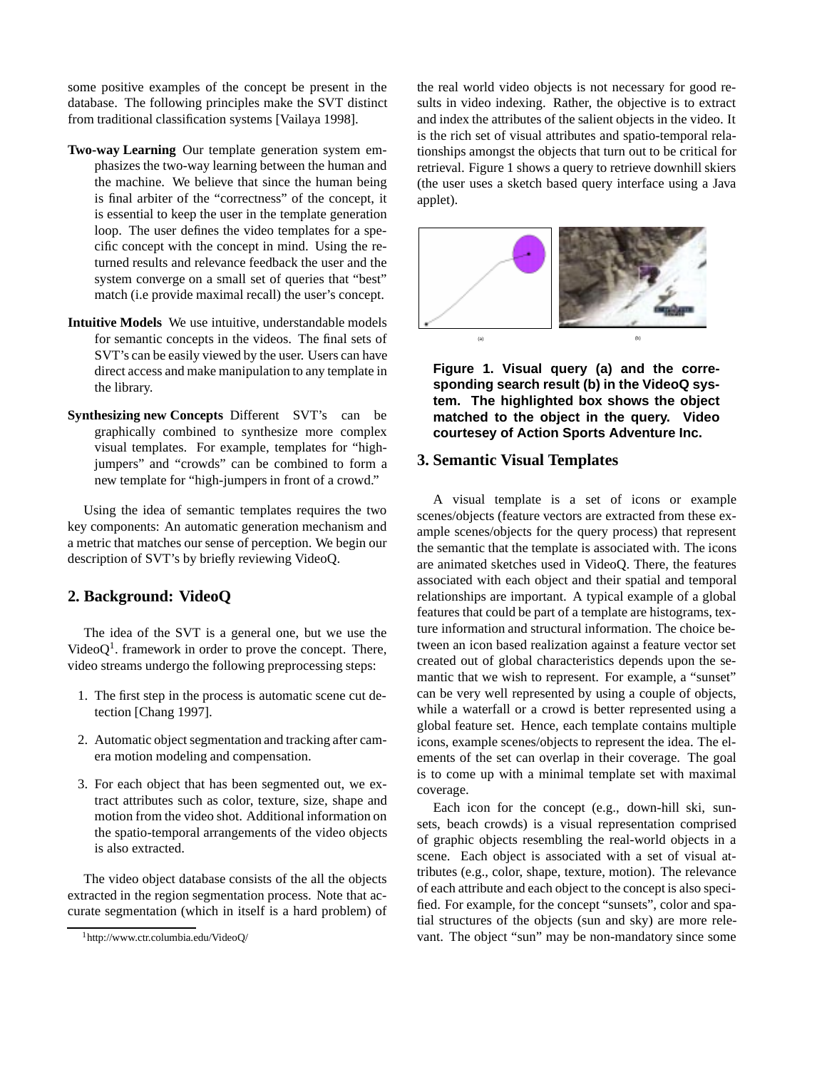some positive examples of the concept be present in the database. The following principles make the SVT distinct from traditional classification systems [Vailaya 1998].

**Two-way Learning** Our template generation system emphasizes the two-way learning between the human and the machine. We believe that since the human being is final arbiter of the "correctness" of the concept, it is essential to keep the user in the template generation loop. The user defines the video templates for a specific concept with the concept in mind. Using the returned results and relevance feedback the user and the system converge on a small set of queries that "best" match (i.e provide maximal recall) the user's concept.

**Intuitive Models** We use intuitive, understandable models for semantic concepts in the videos. The final sets of SVT's can be easily viewed by the user. Users can have direct access and make manipulation to any template in the library.

**Synthesizing new Concepts** Different SVT's can be graphically combined to synthesize more complex visual templates. For example, templates for "high-jumpers" and "crowds" can be combined to form a new template for "high-jumpers in front of a crowd."

Using the idea of semantic templates requires the two key components: An automatic generation mechanism and a metric that matches our sense of perception. We begin our description of SVT's by briefly reviewing VideoQ.

## 2. Background: VideoQ

The idea of the SVT is a general one, but we use the VideoQ[1]. framework in order to prove the concept. There, video streams undergo the following preprocessing steps:

1. The first step in the process is automatic scene cut detection [Chang 1997].
2. Automatic object segmentation and tracking after camera motion modeling and compensation.
3. For each object that has been segmented out, we extract attributes such as color, texture, size, shape and motion from the video shot. Additional information on the spatio-temporal arrangements of the video objects is also extracted.

The video object database consists of the all the objects extracted in the region segmentation process. Note that accurate segmentation (which in itself is a hard problem) of the real world video objects is not necessary for good results in video indexing. Rather, the objective is to extract and index the attributes of the salient objects in the video. It is the rich set of visual attributes and spatio-temporal relationships amongst the objects that turn out to be critical for retrieval. Figure 1 shows a query to retrieve downhill skiers (the user uses a sketch based query interface using a Java applet).

(a) (b)

**Figure 1. Visual query (a) and the corresponding search result (b) in the VideoQ system. The highlighted box shows the object matched to the object in the query. Video courtesey of Action Sports Adventure Inc.**

## 3. Semantic Visual Templates

A visual template is a set of icons or example scenes/objects (feature vectors are extracted from these example scenes/objects for the query process) that represent the semantic that the template is associated with. The icons are animated sketches used in VideoQ. There, the features associated with each object and their spatial and temporal relationships are important. A typical example of a global features that could be part of a template are histograms, texture information and structural information. The choice between an icon based realization against a feature vector set created out of global characteristics depends upon the semantic that we wish to represent. For example, a "sunset" can be very well represented by using a couple of objects, while a waterfall or a crowd is better represented using a global feature set. Hence, each template contains multiple icons, example scenes/objects to represent the idea. The elements of the set can overlap in their coverage. The goal is to come up with a minimal template set with maximal coverage.

Each icon for the concept (e.g., down-hill ski, sunsets, beach crowds) is a visual representation comprised of graphic objects resembling the real-world objects in a scene. Each object is associated with a set of visual attributes (e.g., color, shape, texture, motion). The relevance of each attribute and each object to the concept is also specified. For example, for the concept "sunsets", color and spatial structures of the objects (sun and sky) are more relevant. The object "sun" may be non-mandatory since some

[1] http://www.ctr.columbia.edu/VideoQ/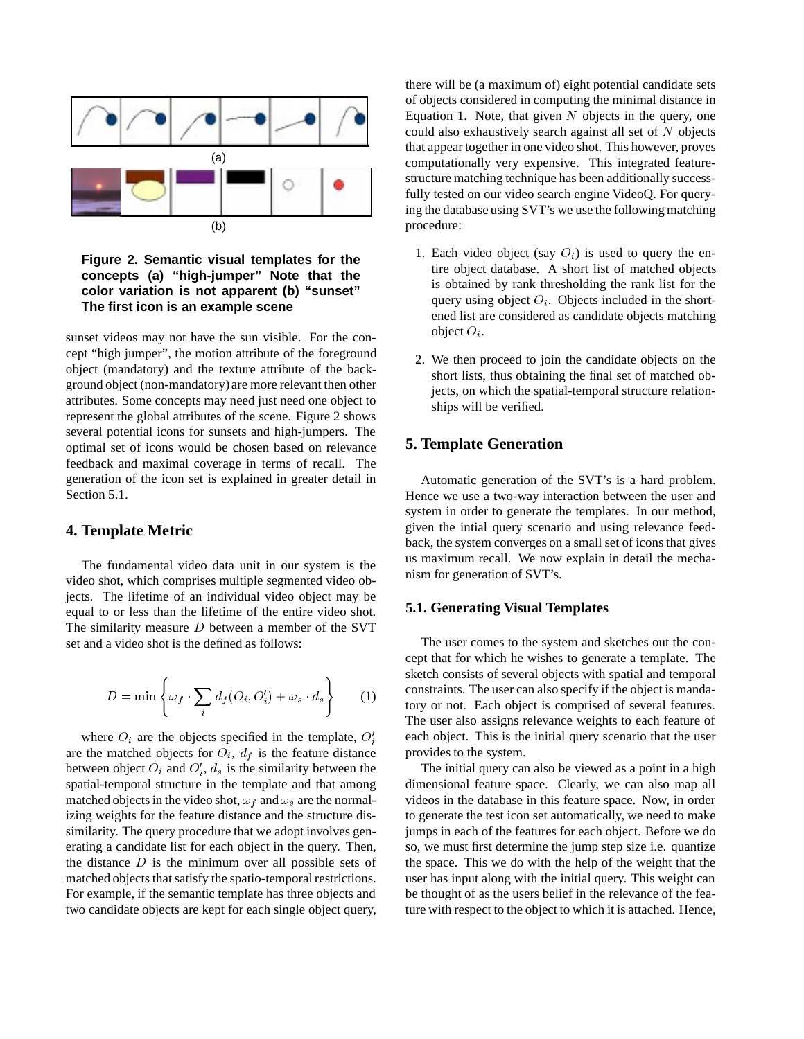(a)

(b)

**Figure 2. Semantic visual templates for the concepts (a) "high-jumper" Note that the color variation is not apparent (b) "sunset" The first icon is an example scene**

sunset videos may not have the sun visible. For the concept "high jumper", the motion attribute of the foreground object (mandatory) and the texture attribute of the background object (non-mandatory) are more relevant then other attributes. Some concepts may need just need one object to represent the global attributes of the scene. Figure 2 shows several potential icons for sunsets and high-jumpers. The optimal set of icons would be chosen based on relevance feedback and maximal coverage in terms of recall. The generation of the icon set is explained in greater detail in Section 5.1.

## 4. Template Metric

The fundamental video data unit in our system is the video shot, which comprises multiple segmented video objects. The lifetime of an individual video object may be equal to or less than the lifetime of the entire video shot. The similarity measure $D$ between a member of the SVT set and a video shot is the defined as follows:

$$D = \min \left\{ \omega_f \cdot \sum_i d_f(O_i, O_i') + \omega_s \cdot d_s \right\} \qquad (1)$$

where $O_i$ are the objects specified in the template, $O_i'$ are the matched objects for $O_i$, $d_f$ is the feature distance between object $O_i$ and $O_i'$, $d_s$ is the similarity between the spatial-temporal structure in the template and that among matched objects in the video shot, $\omega_f$ and $\omega_s$ are the normalizing weights for the feature distance and the structure dissimilarity. The query procedure that we adopt involves generating a candidate list for each object in the query. Then, the distance $D$ is the minimum over all possible sets of matched objects that satisfy the spatio-temporal restrictions. For example, if the semantic template has three objects and two candidate objects are kept for each single object query, there will be (a maximum of) eight potential candidate sets of objects considered in computing the minimal distance in Equation 1. Note, that given $N$ objects in the query, one could also exhaustively search against all set of $N$ objects that appear together in one video shot. This however, proves computationally very expensive. This integrated feature-structure matching technique has been additionally successfully tested on our video search engine VideoQ. For querying the database using SVT's we use the following matching procedure:

1. Each video object (say $O_i$) is used to query the entire object database. A short list of matched objects is obtained by rank thresholding the rank list for the query using object $O_i$. Objects included in the shortened list are considered as candidate objects matching object $O_i$.

2. We then proceed to join the candidate objects on the short lists, thus obtaining the final set of matched objects, on which the spatial-temporal structure relationships will be verified.

## 5. Template Generation

Automatic generation of the SVT's is a hard problem. Hence we use a two-way interaction between the user and system in order to generate the templates. In our method, given the intial query scenario and using relevance feedback, the system converges on a small set of icons that gives us maximum recall. We now explain in detail the mechanism for generation of SVT's.

### 5.1. Generating Visual Templates

The user comes to the system and sketches out the concept that for which he wishes to generate a template. The sketch consists of several objects with spatial and temporal constraints. The user can also specify if the object is mandatory or not. Each object is comprised of several features. The user also assigns relevance weights to each feature of each object. This is the initial query scenario that the user provides to the system.

The initial query can also be viewed as a point in a high dimensional feature space. Clearly, we can also map all videos in the database in this feature space. Now, in order to generate the test icon set automatically, we need to make jumps in each of the features for each object. Before we do so, we must first determine the jump step size i.e. quantize the space. This we do with the help of the weight that the user has input along with the initial query. This weight can be thought of as the users belief in the relevance of the feature with respect to the object to which it is attached. Hence,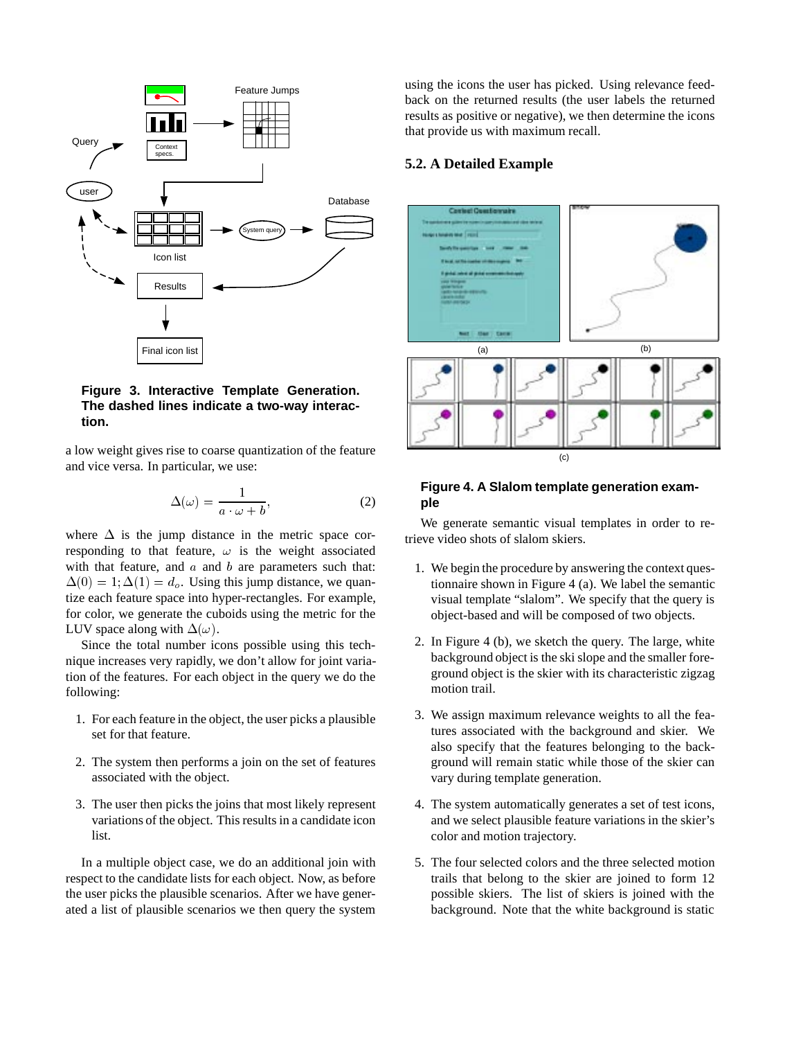**Figure 3. Interactive Template Generation. The dashed lines indicate a two-way interaction.**

a low weight gives rise to coarse quantization of the feature and vice versa. In particular, we use:

$$\Delta(\omega) = \frac{1}{a \cdot \omega + b}, \tag{2}$$

where $\Delta$ is the jump distance in the metric space corresponding to that feature, $\omega$ is the weight associated with that feature, and $a$ and $b$ are parameters such that: $\Delta(0) = 1; \Delta(1) = d_o$. Using this jump distance, we quantize each feature space into hyper-rectangles. For example, for color, we generate the cuboids using the metric for the LUV space along with $\Delta(\omega)$.

Since the total number icons possible using this technique increases very rapidly, we don't allow for joint variation of the features. For each object in the query we do the following:

1. For each feature in the object, the user picks a plausible set for that feature.
2. The system then performs a join on the set of features associated with the object.
3. The user then picks the joins that most likely represent variations of the object. This results in a candidate icon list.

In a multiple object case, we do an additional join with respect to the candidate lists for each object. Now, as before the user picks the plausible scenarios. After we have generated a list of plausible scenarios we then query the system using the icons the user has picked. Using relevance feedback on the returned results (the user labels the returned results as positive or negative), we then determine the icons that provide us with maximum recall.

### 5.2. A Detailed Example

**Figure 4. A Slalom template generation example**

We generate semantic visual templates in order to retrieve video shots of slalom skiers.

1. We begin the procedure by answering the context questionnaire shown in Figure 4 (a). We label the semantic visual template "slalom". We specify that the query is object-based and will be composed of two objects.
2. In Figure 4 (b), we sketch the query. The large, white background object is the ski slope and the smaller foreground object is the skier with its characteristic zigzag motion trail.
3. We assign maximum relevance weights to all the features associated with the background and skier. We also specify that the features belonging to the background will remain static while those of the skier can vary during template generation.
4. The system automatically generates a set of test icons, and we select plausible feature variations in the skier's color and motion trajectory.
5. The four selected colors and the three selected motion trails that belong to the skier are joined to form 12 possible skiers. The list of skiers is joined with the background. Note that the white background is static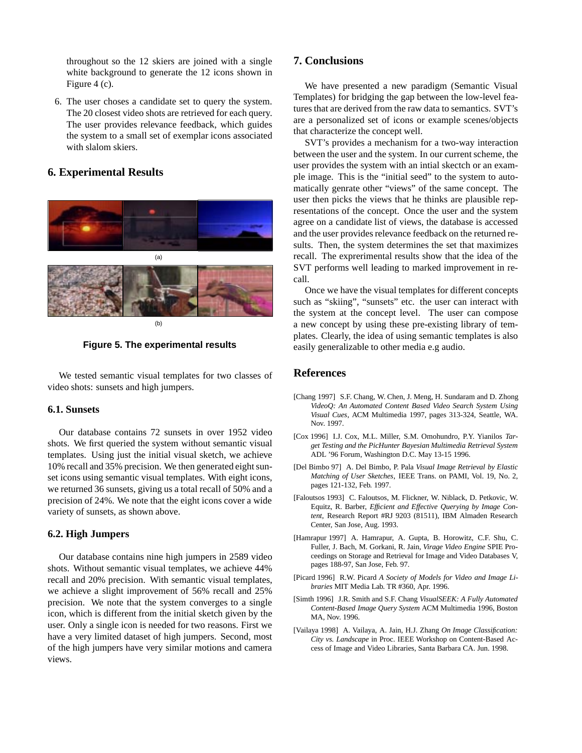throughout so the 12 skiers are joined with a single white background to generate the 12 icons shown in Figure 4 (c).

6. The user choses a candidate set to query the system. The 20 closest video shots are retrieved for each query. The user provides relevance feedback, which guides the system to a small set of exemplar icons associated with slalom skiers.

## 6. Experimental Results

(a)

(b)

**Figure 5. The experimental results**

We tested semantic visual templates for two classes of video shots: sunsets and high jumpers.

### 6.1. Sunsets

Our database contains 72 sunsets in over 1952 video shots. We first queried the system without semantic visual templates. Using just the initial visual sketch, we achieve 10% recall and 35% precision. We then generated eight sunset icons using semantic visual templates. With eight icons, we returned 36 sunsets, giving us a total recall of 50% and a precision of 24%. We note that the eight icons cover a wide variety of sunsets, as shown above.

### 6.2. High Jumpers

Our database contains nine high jumpers in 2589 video shots. Without semantic visual templates, we achieve 44% recall and 20% precision. With semantic visual templates, we achieve a slight improvement of 56% recall and 25% precision. We note that the system converges to a single icon, which is different from the initial sketch given by the user. Only a single icon is needed for two reasons. First we have a very limited dataset of high jumpers. Second, most of the high jumpers have very similar motions and camera views.

## 7. Conclusions

We have presented a new paradigm (Semantic Visual Templates) for bridging the gap between the low-level features that are derived from the raw data to semantics. SVT's are a personalized set of icons or example scenes/objects that characterize the concept well.

SVT's provides a mechanism for a two-way interaction between the user and the system. In our current scheme, the user provides the system with an intial skectch or an example image. This is the "initial seed" to the system to automatically genrate other "views" of the same concept. The user then picks the views that he thinks are plausible representations of the concept. Once the user and the system agree on a candidate list of views, the database is accessed and the user provides relevance feedback on the returned results. Then, the system determines the set that maximizes recall. The exprerimental results show that the idea of the SVT performs well leading to marked improvement in recall.

Once we have the visual templates for different concepts such as "skiing", "sunsets" etc. the user can interact with the system at the concept level. The user can compose a new concept by using these pre-existing library of templates. Clearly, the idea of using semantic templates is also easily generalizable to other media e.g audio.

## References

[Chang 1997] S.F. Chang, W. Chen, J. Meng, H. Sundaram and D. Zhong *VideoQ: An Automated Content Based Video Search System Using Visual Cues*, ACM Multimedia 1997, pages 313-324, Seattle, WA. Nov. 1997.

[Cox 1996] I.J. Cox, M.L. Miller, S.M. Omohundro, P.Y. Yianilos *Target Testing and the PicHunter Bayesian Multimedia Retrieval System* ADL '96 Forum, Washington D.C. May 13-15 1996.

[Del Bimbo 97] A. Del Bimbo, P. Pala *Visual Image Retrieval by Elastic Matching of User Sketches*, IEEE Trans. on PAMI, Vol. 19, No. 2, pages 121-132, Feb. 1997.

[Faloutsos 1993] C. Faloutsos, M. Flickner, W. Niblack, D. Petkovic, W. Equitz, R. Barber, *Efficient and Effective Querying by Image Content*, Research Report #RJ 9203 (81511), IBM Almaden Research Center, San Jose, Aug. 1993.

[Hamrapur 1997] A. Hamrapur, A. Gupta, B. Horowitz, C.F. Shu, C. Fuller, J. Bach, M. Gorkani, R. Jain, *Virage Video Engine* SPIE Proceedings on Storage and Retrieval for Image and Video Databases V, pages 188-97, San Jose, Feb. 97.

[Picard 1996] R.W. Picard *A Society of Models for Video and Image Libraries* MIT Media Lab. TR #360, Apr. 1996.

[Simth 1996] J.R. Smith and S.F. Chang *VisualSEEK: A Fully Automated Content-Based Image Query System* ACM Multimedia 1996, Boston MA, Nov. 1996.

[Vailaya 1998] A. Vailaya, A. Jain, H.J. Zhang *On Image Classification: City vs. Landscape* in Proc. IEEE Workshop on Content-Based Access of Image and Video Libraries, Santa Barbara CA. Jun. 1998.